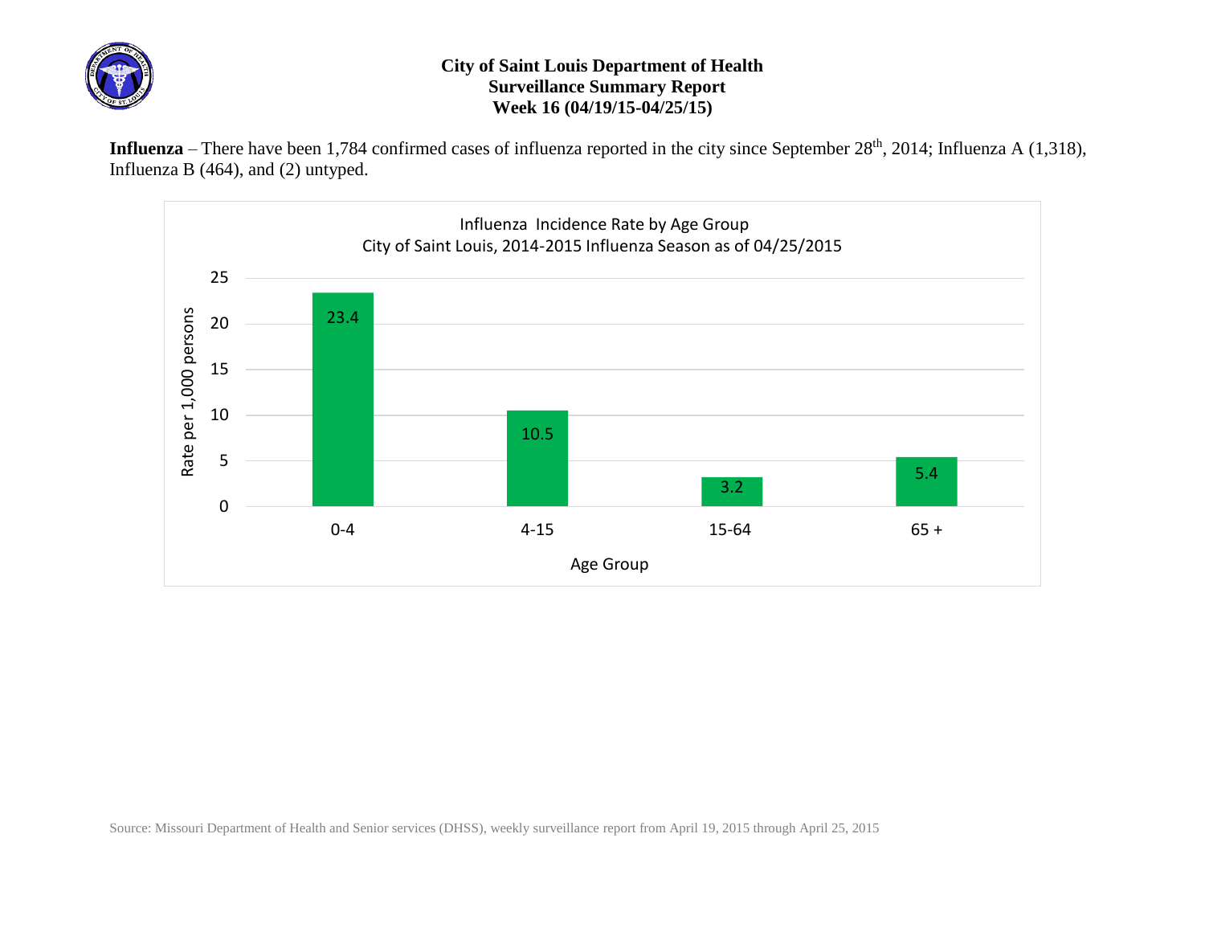# City of Saint Louis Department of Health
## Surveillance Summary Report
### Week 16 (04/19/15-04/25/15)

**Influenza** – There have been 1,784 confirmed cases of influenza reported in the city since September 28th, 2014; Influenza A (1,318), Influenza B (464), and (2) untyped.

Influenza Incidence Rate by Age Group
City of Saint Louis, 2014-2015 Influenza Season as of 04/25/2015

| Age Group | Rate per 1,000 persons |
|---|---|
| 0-4 | 23.4 |
| 4-15 | 10.5 |
| 15-64 | 3.2 |
| 65 + | 5.4 |

Source: Missouri Department of Health and Senior services (DHSS), weekly surveillance report from April 19, 2015 through April 25, 2015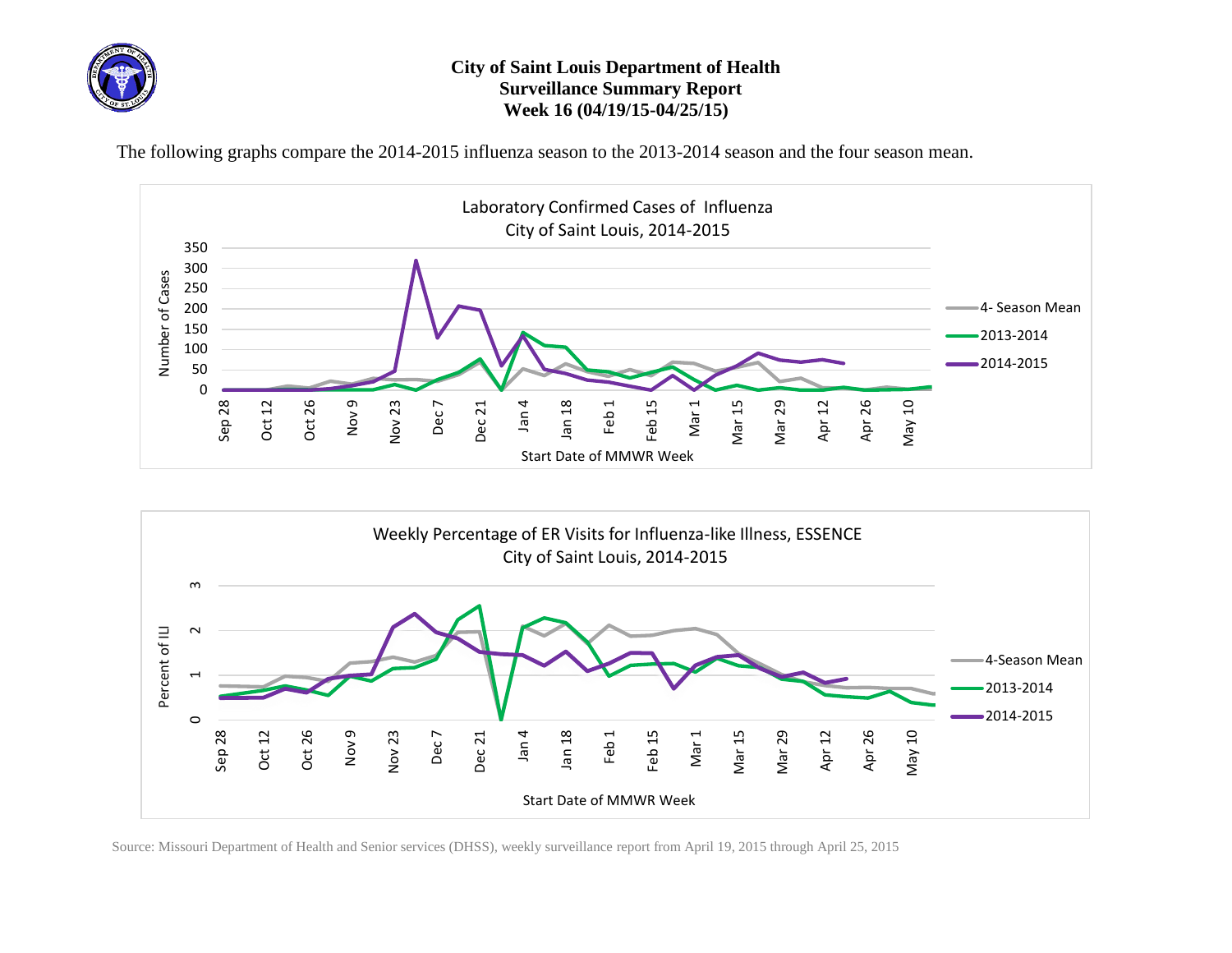# City of Saint Louis Department of Health
## Surveillance Summary Report
## Week 16 (04/19/15-04/25/15)

The following graphs compare the 2014-2015 influenza season to the 2013-2014 season and the four season mean.

Laboratory Confirmed Cases of Influenza
City of Saint Louis, 2014-2015

Number of Cases

350
300
250
200
150
100
50
0

Sep 28
Oct 12
Oct 26
Nov 9
Nov 23
Dec 7
Dec 21
Jan 4
Jan 18
Feb 1
Feb 15
Mar 1
Mar 15
Mar 29
Apr 12
Apr 26
May 10

Start Date of MMWR Week

4- Season Mean
2013-2014
2014-2015

Weekly Percentage of ER Visits for Influenza-like Illness, ESSENCE
City of Saint Louis, 2014-2015

Percent of ILI

3
2
1
0

Sep 28
Oct 12
Oct 26
Nov 9
Nov 23
Dec 7
Dec 21
Jan 4
Jan 18
Feb 1
Feb 15
Mar 1
Mar 15
Mar 29
Apr 12
Apr 26
May 10

Start Date of MMWR Week

4-Season Mean
2013-2014
2014-2015

Source: Missouri Department of Health and Senior services (DHSS), weekly surveillance report from April 19, 2015 through April 25, 2015